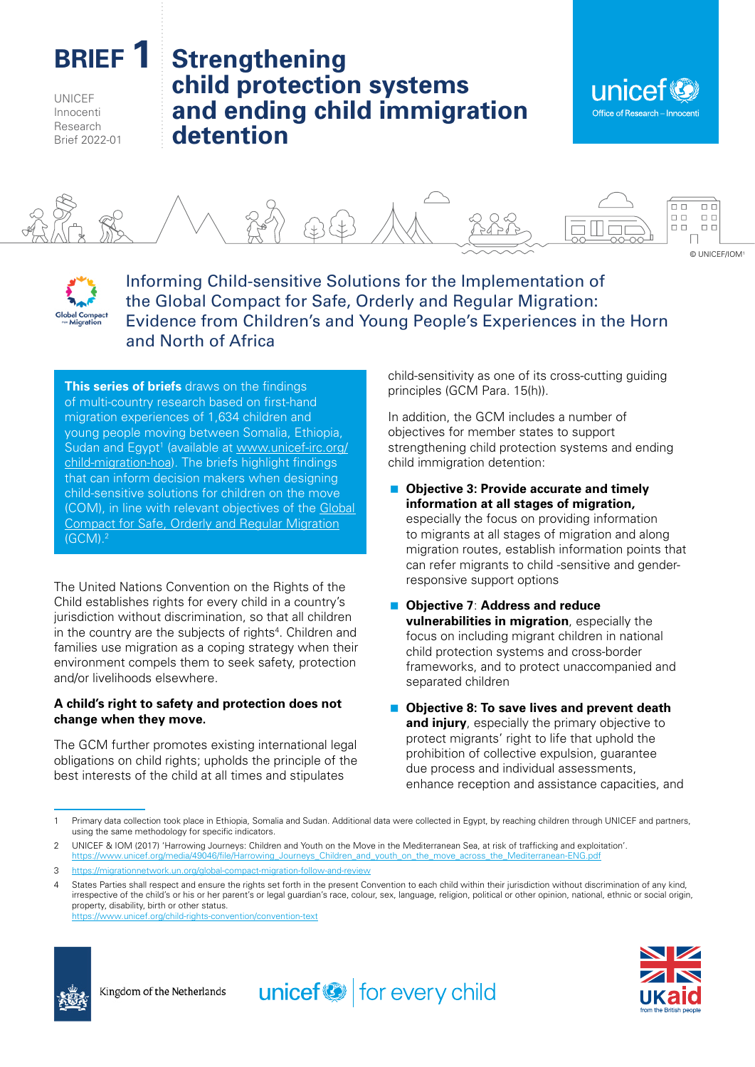BRIEF 1

UNICEF Innocenti Research Brief 2022-01

# Strengthening child protection systems and ending child immigration detention

© UNICEF/IOM[1]

## Informing Child-sensitive Solutions for the Implementation of the Global Compact for Safe, Orderly and Regular Migration: Evidence from Children's and Young People's Experiences in the Horn and North of Africa

**This series of briefs** draws on the findings of multi-country research based on first-hand migration experiences of 1,634 children and young people moving between Somalia, Ethiopia, Sudan and Egypt[1] (available at www.unicef-irc.org/child-migration-hoa). The briefs highlight findings that can inform decision makers when designing child-sensitive solutions for children on the move (COM), in line with relevant objectives of the Global Compact for Safe, Orderly and Regular Migration (GCM).[2]

The United Nations Convention on the Rights of the Child establishes rights for every child in a country's jurisdiction without discrimination, so that all children in the country are the subjects of rights[4]. Children and families use migration as a coping strategy when their environment compels them to seek safety, protection and/or livelihoods elsewhere.

**A child's right to safety and protection does not change when they move.**

The GCM further promotes existing international legal obligations on child rights; upholds the principle of the best interests of the child at all times and stipulates child-sensitivity as one of its cross-cutting guiding principles (GCM Para. 15(h)).

In addition, the GCM includes a number of objectives for member states to support strengthening child protection systems and ending child immigration detention:

- **Objective 3: Provide accurate and timely information at all stages of migration,** especially the focus on providing information to migrants at all stages of migration and along migration routes, establish information points that can refer migrants to child -sensitive and gender-responsive support options
- **Objective 7**: **Address and reduce vulnerabilities in migration**, especially the focus on including migrant children in national child protection systems and cross-border frameworks, and to protect unaccompanied and separated children
- **Objective 8: To save lives and prevent death and injury**, especially the primary objective to protect migrants' right to life that uphold the prohibition of collective expulsion, guarantee due process and individual assessments, enhance reception and assistance capacities, and

---

1 Primary data collection took place in Ethiopia, Somalia and Sudan. Additional data were collected in Egypt, by reaching children through UNICEF and partners, using the same methodology for specific indicators.

2 UNICEF & IOM (2017) 'Harrowing Journeys: Children and Youth on the Move in the Mediterranean Sea, at risk of trafficking and exploitation'. https://www.unicef.org/media/49046/file/Harrowing_Journeys_Children_and_youth_on_the_move_across_the_Mediterranean-ENG.pdf

3 https://migrationnetwork.un.org/global-compact-migration-follow-and-review

4 States Parties shall respect and ensure the rights set forth in the present Convention to each child within their jurisdiction without discrimination of any kind, irrespective of the child's or his or her parent's or legal guardian's race, colour, sex, language, religion, political or other opinion, national, ethnic or social origin, property, disability, birth or other status. https://www.unicef.org/child-rights-convention/convention-text

Kingdom of the Netherlands | unicef for every child | UKaid from the British people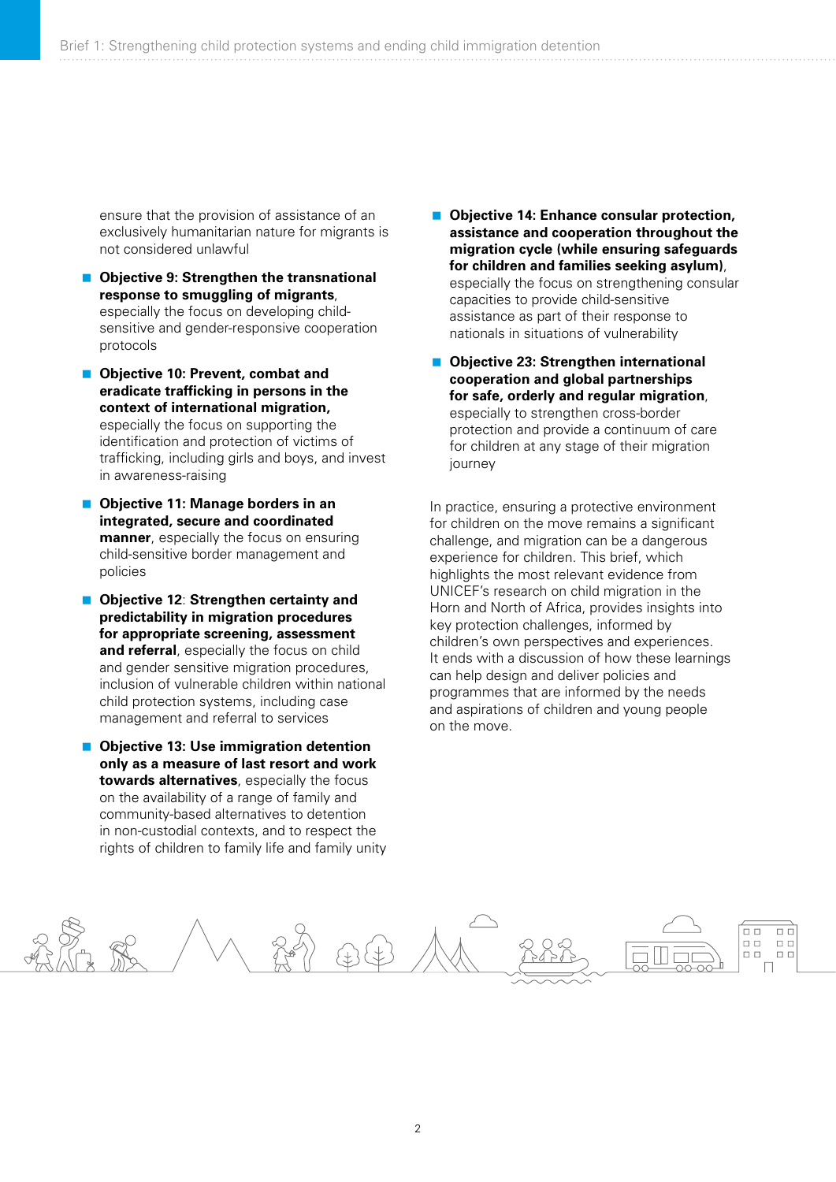ensure that the provision of assistance of an exclusively humanitarian nature for migrants is not considered unlawful

- **Objective 9: Strengthen the transnational response to smuggling of migrants**, especially the focus on developing child-sensitive and gender-responsive cooperation protocols

- **Objective 10: Prevent, combat and eradicate trafficking in persons in the context of international migration,** especially the focus on supporting the identification and protection of victims of trafficking, including girls and boys, and invest in awareness-raising

- **Objective 11: Manage borders in an integrated, secure and coordinated manner**, especially the focus on ensuring child-sensitive border management and policies

- **Objective 12**: **Strengthen certainty and predictability in migration procedures for appropriate screening, assessment and referral**, especially the focus on child and gender sensitive migration procedures, inclusion of vulnerable children within national child protection systems, including case management and referral to services

- **Objective 13: Use immigration detention only as a measure of last resort and work towards alternatives**, especially the focus on the availability of a range of family and community-based alternatives to detention in non-custodial contexts, and to respect the rights of children to family life and family unity

- **Objective 14: Enhance consular protection, assistance and cooperation throughout the migration cycle (while ensuring safeguards for children and families seeking asylum)**, especially the focus on strengthening consular capacities to provide child-sensitive assistance as part of their response to nationals in situations of vulnerability

- **Objective 23: Strengthen international cooperation and global partnerships for safe, orderly and regular migration**, especially to strengthen cross-border protection and provide a continuum of care for children at any stage of their migration journey

In practice, ensuring a protective environment for children on the move remains a significant challenge, and migration can be a dangerous experience for children. This brief, which highlights the most relevant evidence from UNICEF's research on child migration in the Horn and North of Africa, provides insights into key protection challenges, informed by children's own perspectives and experiences. It ends with a discussion of how these learnings can help design and deliver policies and programmes that are informed by the needs and aspirations of children and young people on the move.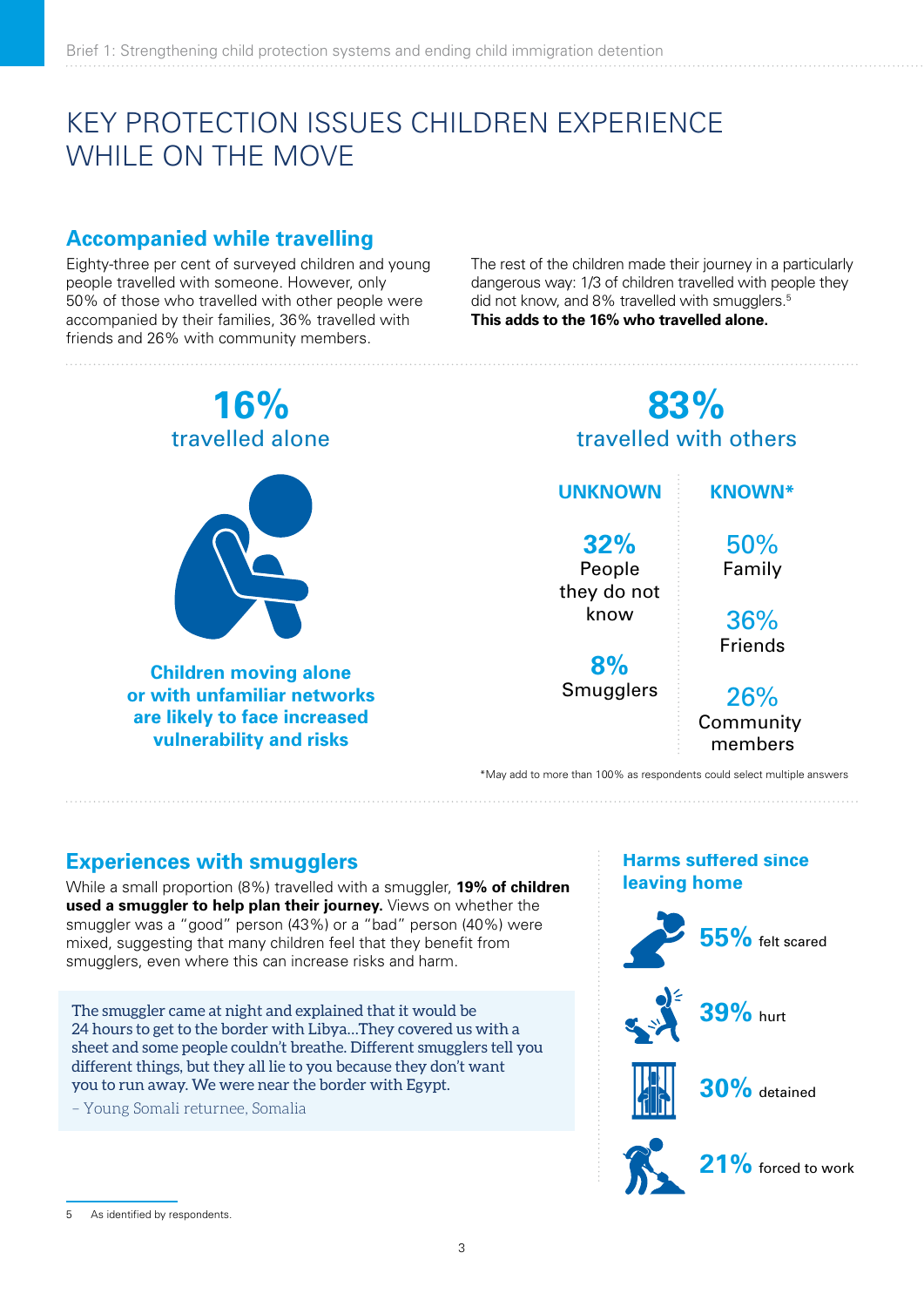# KEY PROTECTION ISSUES CHILDREN EXPERIENCE WHILE ON THE MOVE

## Accompanied while travelling

Eighty-three per cent of surveyed children and young people travelled with someone. However, only 50% of those who travelled with other people were accompanied by their families, 36% travelled with friends and 26% with community members.

The rest of the children made their journey in a particularly dangerous way: 1/3 of children travelled with people they did not know, and 8% travelled with smugglers.[5] **This adds to the 16% who travelled alone.**

**16%**
travelled alone

**Children moving alone or with unfamiliar networks are likely to face increased vulnerability and risks**

**83%**
travelled with others

| UNKNOWN | KNOWN* |
|---|---|
| **32%** People they do not know | **50%** Family |
| **8%** Smugglers | **36%** Friends |
| | **26%** Community members |

*May add to more than 100% as respondents could select multiple answers

## Experiences with smugglers

While a small proportion (8%) travelled with a smuggler, **19% of children used a smuggler to help plan their journey.** Views on whether the smuggler was a "good" person (43%) or a "bad" person (40%) were mixed, suggesting that many children feel that they benefit from smugglers, even where this can increase risks and harm.

> The smuggler came at night and explained that it would be 24 hours to get to the border with Libya...They covered us with a sheet and some people couldn't breathe. Different smugglers tell you different things, but they all lie to you because they don't want you to run away. We were near the border with Egypt.
>
> – Young Somali returnee, Somalia

### Harms suffered since leaving home

- **55%** felt scared
- **39%** hurt
- **30%** detained
- **21%** forced to work

---

5 As identified by respondents.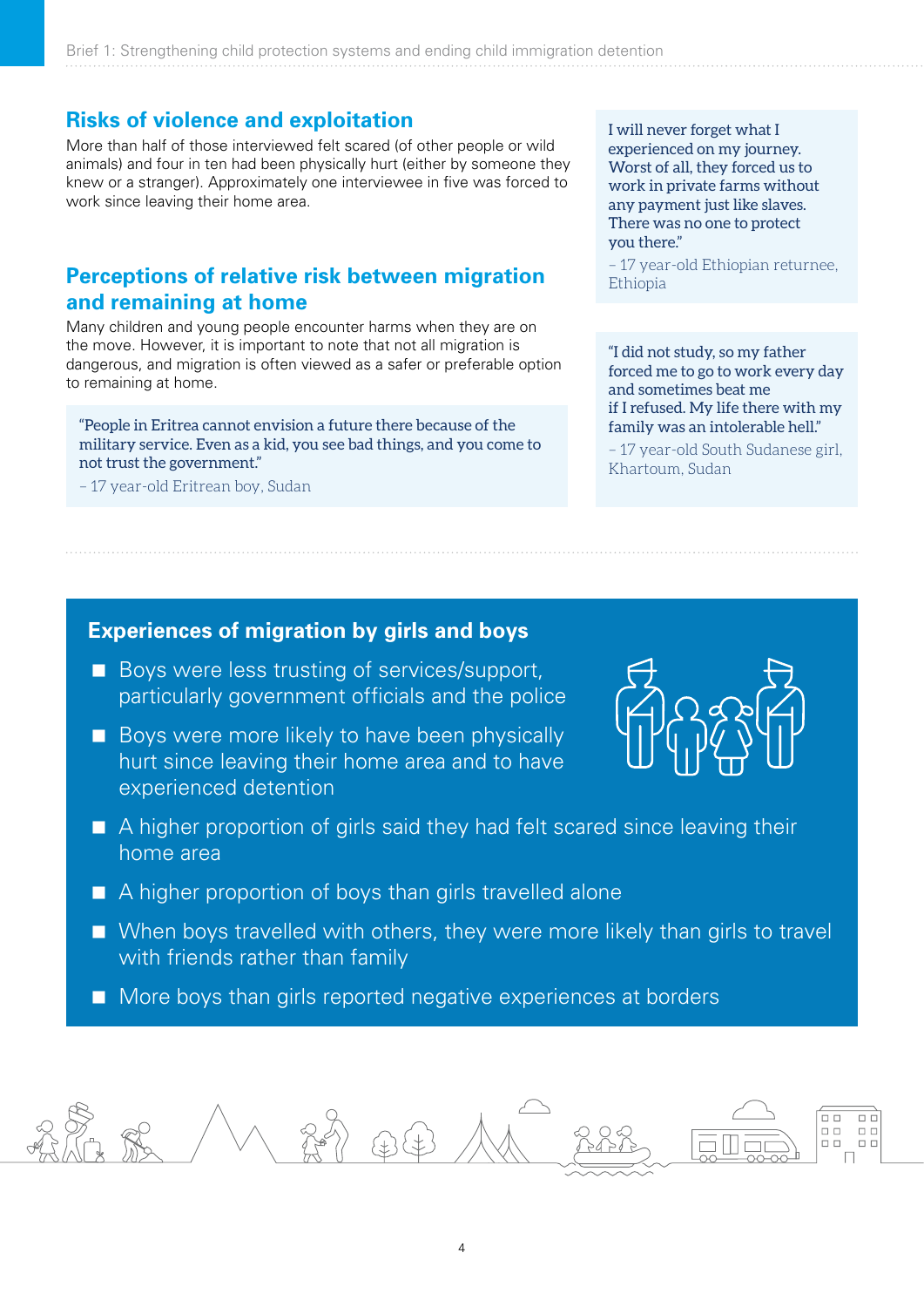## Risks of violence and exploitation

More than half of those interviewed felt scared (of other people or wild animals) and four in ten had been physically hurt (either by someone they knew or a stranger). Approximately one interviewee in five was forced to work since leaving their home area.

> I will never forget what I experienced on my journey. Worst of all, they forced us to work in private farms without any payment just like slaves. There was no one to protect you there."
>
> – 17 year-old Ethiopian returnee, Ethiopia

## Perceptions of relative risk between migration and remaining at home

Many children and young people encounter harms when they are on the move. However, it is important to note that not all migration is dangerous, and migration is often viewed as a safer or preferable option to remaining at home.

> "People in Eritrea cannot envision a future there because of the military service. Even as a kid, you see bad things, and you come to not trust the government."
>
> – 17 year-old Eritrean boy, Sudan

> "I did not study, so my father forced me to go to work every day and sometimes beat me if I refused. My life there with my family was an intolerable hell."
>
> – 17 year-old South Sudanese girl, Khartoum, Sudan

### Experiences of migration by girls and boys

- Boys were less trusting of services/support, particularly government officials and the police
- Boys were more likely to have been physically hurt since leaving their home area and to have experienced detention
- A higher proportion of girls said they had felt scared since leaving their home area
- A higher proportion of boys than girls travelled alone
- When boys travelled with others, they were more likely than girls to travel with friends rather than family
- More boys than girls reported negative experiences at borders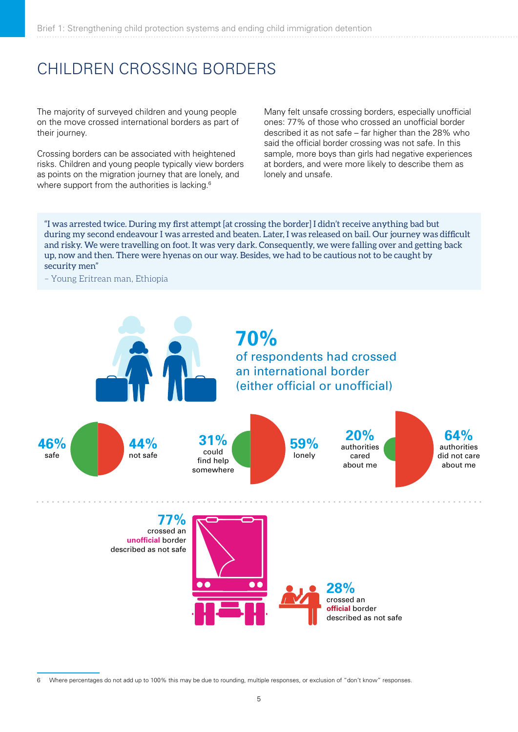# CHILDREN CROSSING BORDERS

The majority of surveyed children and young people on the move crossed international borders as part of their journey.

Crossing borders can be associated with heightened risks. Children and young people typically view borders as points on the migration journey that are lonely, and where support from the authorities is lacking.[6]

Many felt unsafe crossing borders, especially unofficial ones: 77% of those who crossed an unofficial border described it as not safe – far higher than the 28% who said the official border crossing was not safe. In this sample, more boys than girls had negative experiences at borders, and were more likely to describe them as lonely and unsafe.

> "I was arrested twice. During my first attempt [at crossing the border] I didn't receive anything bad but during my second endeavour I was arrested and beaten. Later, I was released on bail. Our journey was difficult and risky. We were travelling on foot. It was very dark. Consequently, we were falling over and getting back up, now and then. There were hyenas on our way. Besides, we had to be cautious not to be caught by security men"
>
> – Young Eritrean man, Ethiopia

**70%** of respondents had crossed an international border (either official or unofficial)

**46%** safe | **44%** not safe

**31%** could find help somewhere | **59%** lonely

**20%** authorities cared about me | **64%** authorities did not care about me

**77%** crossed an **unofficial** border described as not safe

**28%** crossed an **official** border described as not safe

6 Where percentages do not add up to 100% this may be due to rounding, multiple responses, or exclusion of "don't know" responses.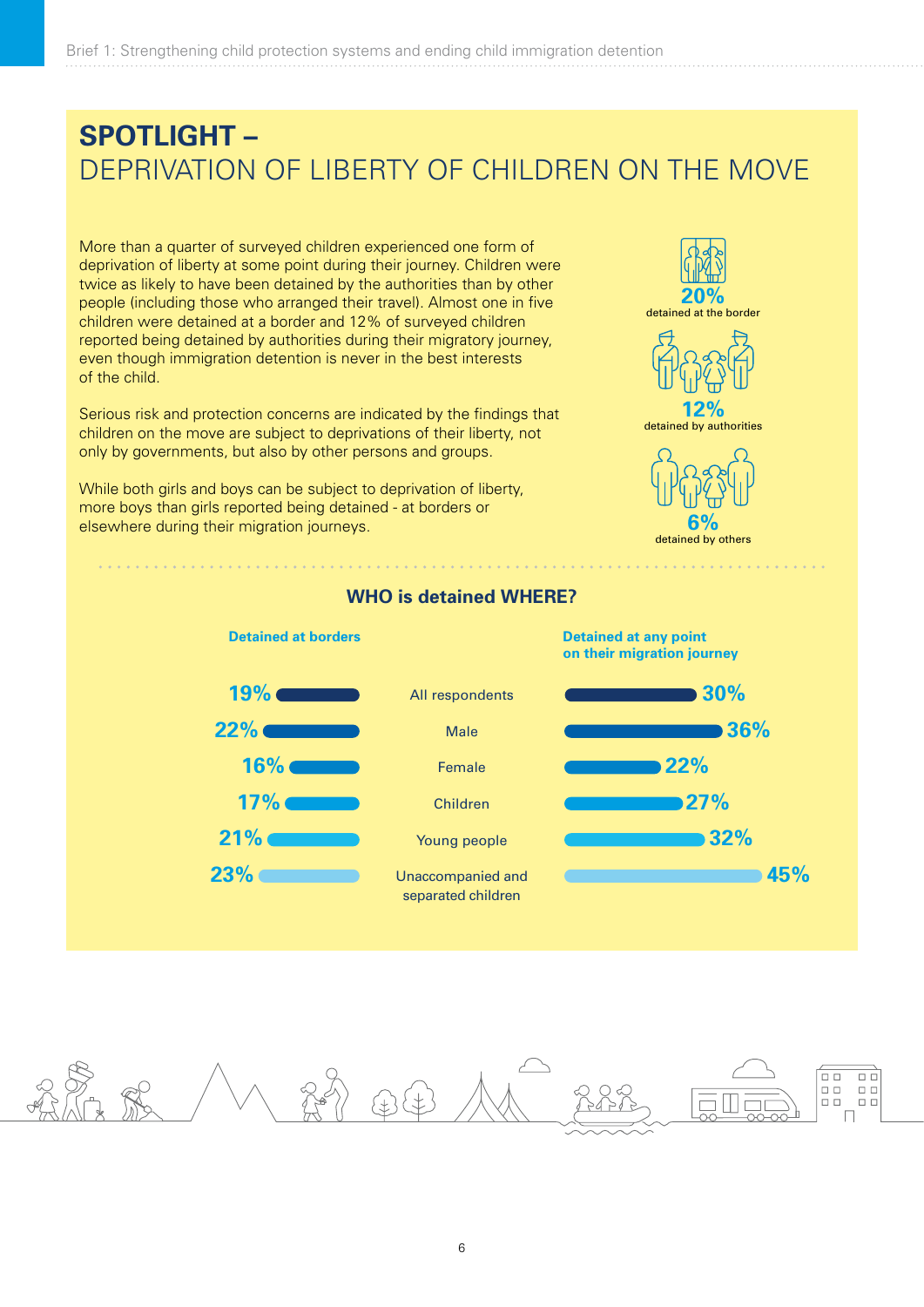# SPOTLIGHT – DEPRIVATION OF LIBERTY OF CHILDREN ON THE MOVE

More than a quarter of surveyed children experienced one form of deprivation of liberty at some point during their journey. Children were twice as likely to have been detained by the authorities than by other people (including those who arranged their travel). Almost one in five children were detained at a border and 12% of surveyed children reported being detained by authorities during their migratory journey, even though immigration detention is never in the best interests of the child.

Serious risk and protection concerns are indicated by the findings that children on the move are subject to deprivations of their liberty, not only by governments, but also by other persons and groups.

While both girls and boys can be subject to deprivation of liberty, more boys than girls reported being detained - at borders or elsewhere during their migration journeys.

**20%** detained at the border

**12%** detained by authorities

**6%** detained by others

## WHO is detained WHERE?

| Detained at borders | | Detained at any point on their migration journey |
|---|---|---|
| 19% | All respondents | 30% |
| 22% | Male | 36% |
| 16% | Female | 22% |
| 17% | Children | 27% |
| 21% | Young people | 32% |
| 23% | Unaccompanied and separated children | 45% |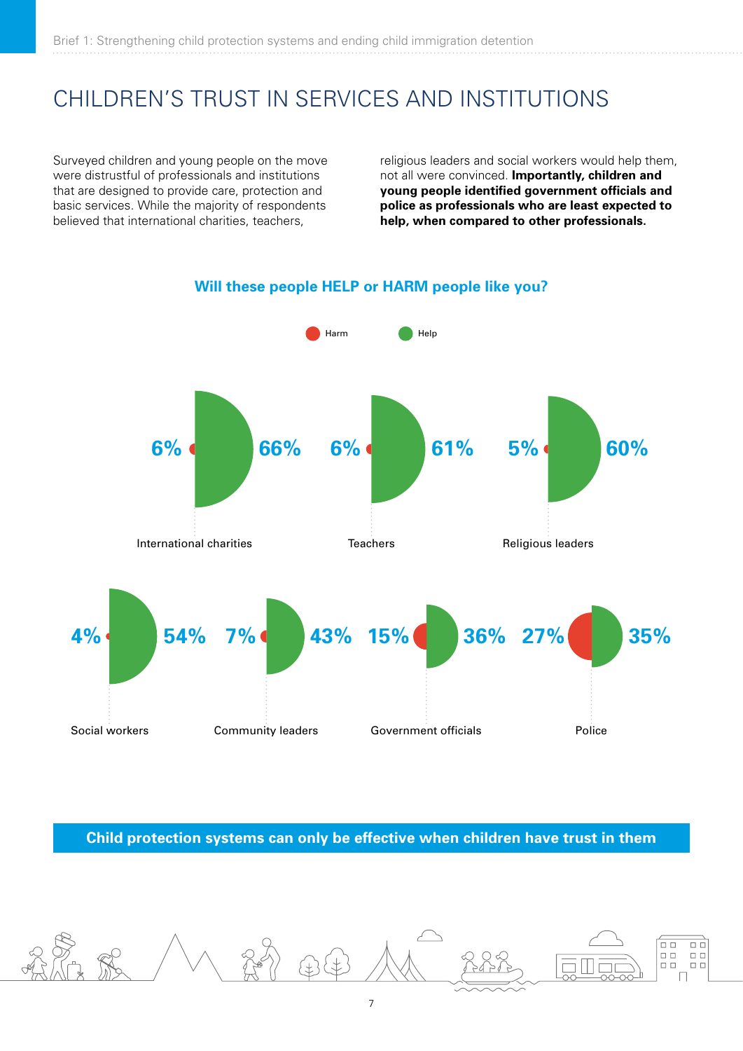# CHILDREN'S TRUST IN SERVICES AND INSTITUTIONS

Surveyed children and young people on the move were distrustful of professionals and institutions that are designed to provide care, protection and basic services. While the majority of respondents believed that international charities, teachers, religious leaders and social workers would help them, not all were convinced. **Importantly, children and young people identified government officials and police as professionals who are least expected to help, when compared to other professionals.**

**Will these people HELP or HARM people like you?**

| | Harm | Help |
|---|---|---|
| International charities | 6% | 66% |
| Teachers | 6% | 61% |
| Religious leaders | 5% | 60% |
| Social workers | 4% | 54% |
| Community leaders | 7% | 43% |
| Government officials | 15% | 36% |
| Police | 27% | 35% |

**Child protection systems can only be effective when children have trust in them**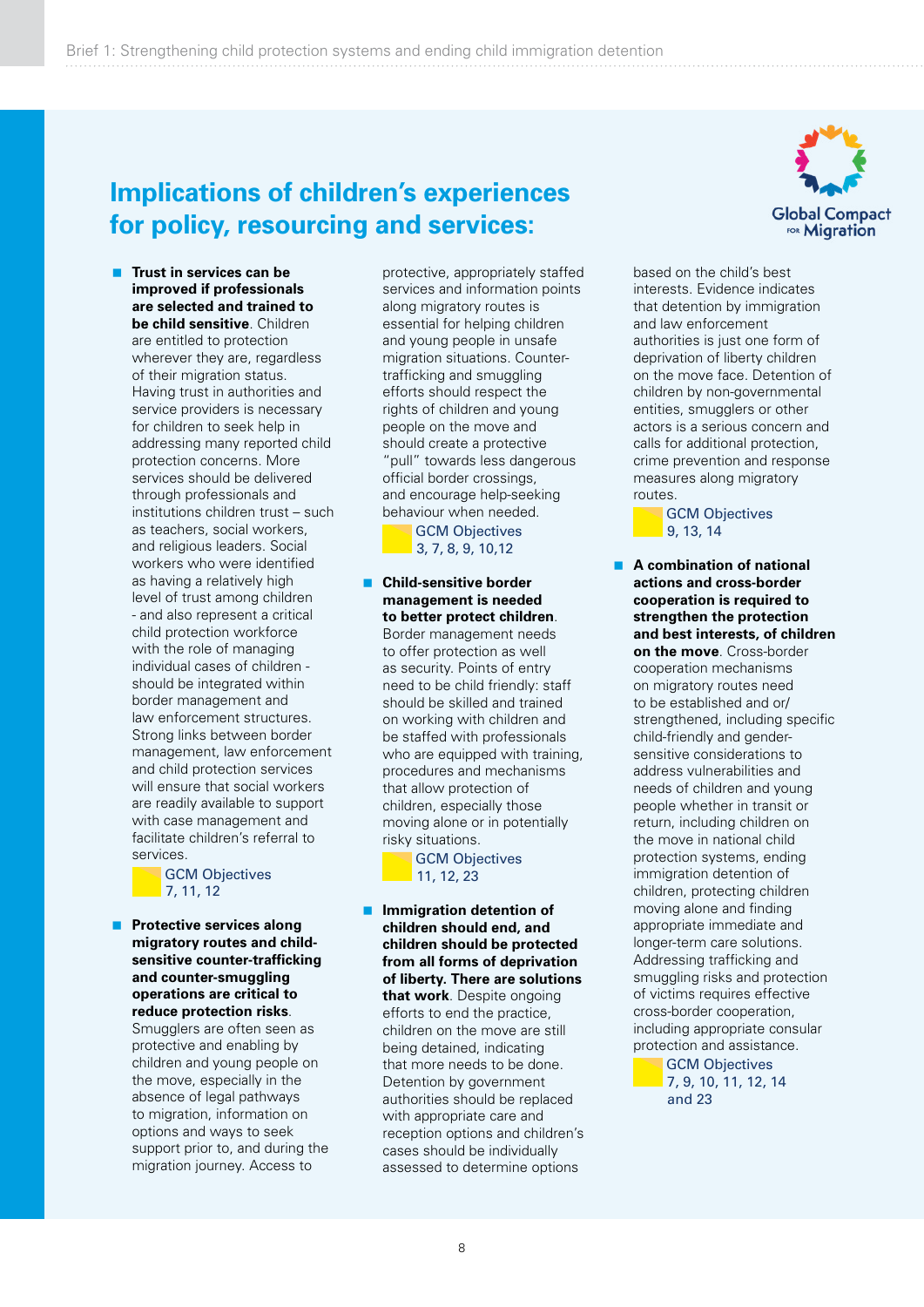## Implications of children's experiences for policy, resourcing and services:

- **Trust in services can be improved if professionals are selected and trained to be child sensitive**. Children are entitled to protection wherever they are, regardless of their migration status. Having trust in authorities and service providers is necessary for children to seek help in addressing many reported child protection concerns. More services should be delivered through professionals and institutions children trust – such as teachers, social workers, and religious leaders. Social workers who were identified as having a relatively high level of trust among children - and also represent a critical child protection workforce with the role of managing individual cases of children - should be integrated within border management and law enforcement structures. Strong links between border management, law enforcement and child protection services will ensure that social workers are readily available to support with case management and facilitate children's referral to services.

  GCM Objectives 7, 11, 12

- **Protective services along migratory routes and child-sensitive counter-trafficking and counter-smuggling operations are critical to reduce protection risks**. Smugglers are often seen as protective and enabling by children and young people on the move, especially in the absence of legal pathways to migration, information on options and ways to seek support prior to, and during the migration journey. Access to protective, appropriately staffed services and information points along migratory routes is essential for helping children and young people in unsafe migration situations. Counter-trafficking and smuggling efforts should respect the rights of children and young people on the move and should create a protective "pull" towards less dangerous official border crossings, and encourage help-seeking behaviour when needed.

  GCM Objectives 3, 7, 8, 9, 10,12

- **Child-sensitive border management is needed to better protect children**. Border management needs to offer protection as well as security. Points of entry need to be child friendly: staff should be skilled and trained on working with children and be staffed with professionals who are equipped with training, procedures and mechanisms that allow protection of children, especially those moving alone or in potentially risky situations.

  GCM Objectives 11, 12, 23

- **Immigration detention of children should end, and children should be protected from all forms of deprivation of liberty. There are solutions that work**. Despite ongoing efforts to end the practice, children on the move are still being detained, indicating that more needs to be done. Detention by government authorities should be replaced with appropriate care and reception options and children's cases should be individually assessed to determine options based on the child's best interests. Evidence indicates that detention by immigration and law enforcement authorities is just one form of deprivation of liberty children on the move face. Detention of children by non-governmental entities, smugglers or other actors is a serious concern and calls for additional protection, crime prevention and response measures along migratory routes.

  GCM Objectives 9, 13, 14

- **A combination of national actions and cross-border cooperation is required to strengthen the protection and best interests, of children on the move**. Cross-border cooperation mechanisms on migratory routes need to be established and/or strengthened, including specific child-friendly and gender-sensitive considerations to address vulnerabilities and needs of children and young people whether in transit or return, including children on the move in national child protection systems, ending immigration detention of children, protecting children moving alone and finding appropriate immediate and longer-term care solutions. Addressing trafficking and smuggling risks and protection of victims requires effective cross-border cooperation, including appropriate consular protection and assistance.

  GCM Objectives 7, 9, 10, 11, 12, 14 and 23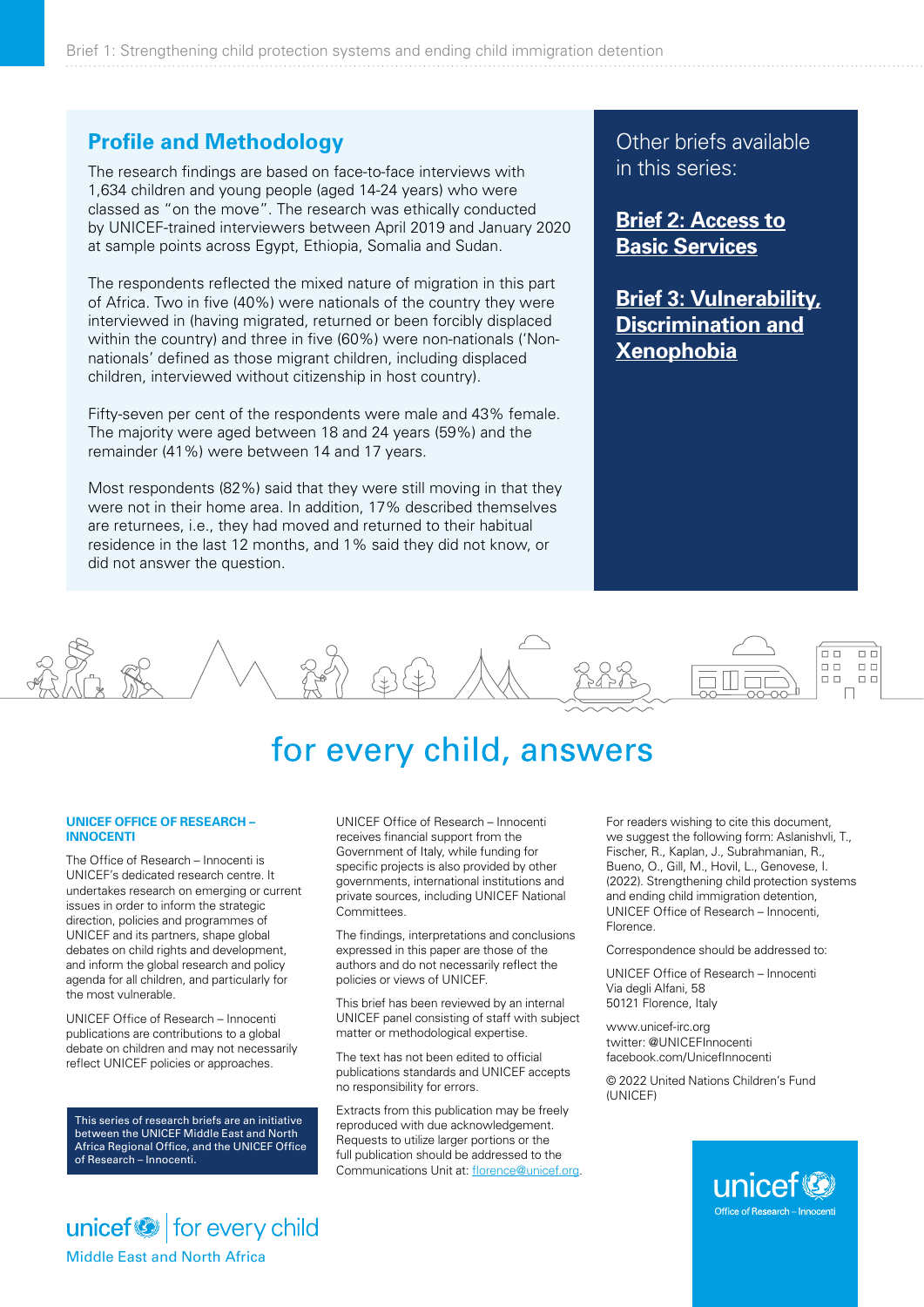## Profile and Methodology

The research findings are based on face-to-face interviews with 1,634 children and young people (aged 14-24 years) who were classed as "on the move". The research was ethically conducted by UNICEF-trained interviewers between April 2019 and January 2020 at sample points across Egypt, Ethiopia, Somalia and Sudan.

The respondents reflected the mixed nature of migration in this part of Africa. Two in five (40%) were nationals of the country they were interviewed in (having migrated, returned or been forcibly displaced within the country) and three in five (60%) were non-nationals ('Non-nationals' defined as those migrant children, including displaced children, interviewed without citizenship in host country).

Fifty-seven per cent of the respondents were male and 43% female. The majority were aged between 18 and 24 years (59%) and the remainder (41%) were between 14 and 17 years.

Most respondents (82%) said that they were still moving in that they were not in their home area. In addition, 17% described themselves are returnees, i.e., they had moved and returned to their habitual residence in the last 12 months, and 1% said they did not know, or did not answer the question.

Other briefs available in this series:

**Brief 2: Access to Basic Services**

**Brief 3: Vulnerability, Discrimination and Xenophobia**

# for every child, answers

**UNICEF OFFICE OF RESEARCH – INNOCENTI**

The Office of Research – Innocenti is UNICEF's dedicated research centre. It undertakes research on emerging or current issues in order to inform the strategic direction, policies and programmes of UNICEF and its partners, shape global debates on child rights and development, and inform the global research and policy agenda for all children, and particularly for the most vulnerable.

UNICEF Office of Research – Innocenti publications are contributions to a global debate on children and may not necessarily reflect UNICEF policies or approaches.

This series of research briefs are an initiative between the UNICEF Middle East and North Africa Regional Office, and the UNICEF Office of Research – Innocenti.

UNICEF Office of Research – Innocenti receives financial support from the Government of Italy, while funding for specific projects is also provided by other governments, international institutions and private sources, including UNICEF National Committees.

The findings, interpretations and conclusions expressed in this paper are those of the authors and do not necessarily reflect the policies or views of UNICEF.

This brief has been reviewed by an internal UNICEF panel consisting of staff with subject matter or methodological expertise.

The text has not been edited to official publications standards and UNICEF accepts no responsibility for errors.

Extracts from this publication may be freely reproduced with due acknowledgement. Requests to utilize larger portions or the full publication should be addressed to the Communications Unit at: florence@unicef.org.

For readers wishing to cite this document, we suggest the following form: Aslanishvli, T., Fischer, R., Kaplan, J., Subrahmanian, R., Bueno, O., Gill, M., Hovil, L., Genovese, I. (2022). Strengthening child protection systems and ending child immigration detention, UNICEF Office of Research – Innocenti, Florence.

Correspondence should be addressed to:

UNICEF Office of Research – Innocenti
Via degli Alfani, 58
50121 Florence, Italy

www.unicef-irc.org
twitter: @UNICEFInnocenti
facebook.com/UnicefInnocenti

© 2022 United Nations Children's Fund (UNICEF)

unicef | for every child
Middle East and North Africa

unicef
Office of Research – Innocenti